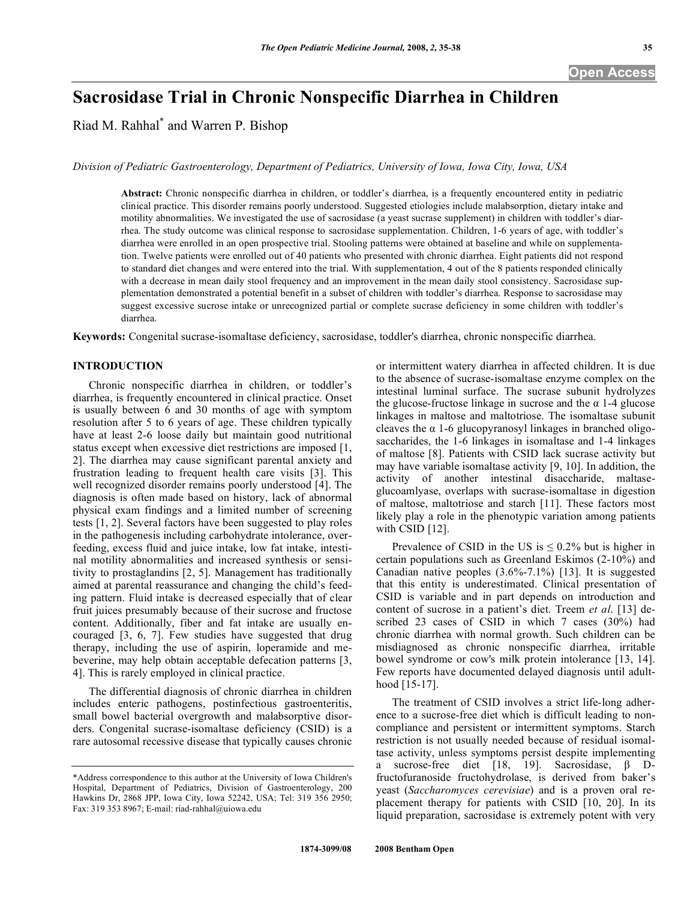# Sacrosidase Trial in Chronic Nonspecific Diarrhea in Children

Riad M. Rahhal* and Warren P. Bishop

*Division of Pediatric Gastroenterology, Department of Pediatrics, University of Iowa, Iowa City, Iowa, USA*

**Abstract:** Chronic nonspecific diarrhea in children, or toddler's diarrhea, is a frequently encountered entity in pediatric clinical practice. This disorder remains poorly understood. Suggested etiologies include malabsorption, dietary intake and motility abnormalities. We investigated the use of sacrosidase (a yeast sucrase supplement) in children with toddler's diarrhea. The study outcome was clinical response to sacrosidase supplementation. Children, 1-6 years of age, with toddler's diarrhea were enrolled in an open prospective trial. Stooling patterns were obtained at baseline and while on supplementation. Twelve patients were enrolled out of 40 patients who presented with chronic diarrhea. Eight patients did not respond to standard diet changes and were entered into the trial. With supplementation, 4 out of the 8 patients responded clinically with a decrease in mean daily stool frequency and an improvement in the mean daily stool consistency. Sacrosidase supplementation demonstrated a potential benefit in a subset of children with toddler's diarrhea. Response to sacrosidase may suggest excessive sucrose intake or unrecognized partial or complete sucrase deficiency in some children with toddler's diarrhea.

**Keywords:** Congenital sucrase-isomaltase deficiency, sacrosidase, toddler's diarrhea, chronic nonspecific diarrhea.

## INTRODUCTION

Chronic nonspecific diarrhea in children, or toddler's diarrhea, is frequently encountered in clinical practice. Onset is usually between 6 and 30 months of age with symptom resolution after 5 to 6 years of age. These children typically have at least 2-6 loose daily but maintain good nutritional status except when excessive diet restrictions are imposed [1, 2]. The diarrhea may cause significant parental anxiety and frustration leading to frequent health care visits [3]. This well recognized disorder remains poorly understood [4]. The diagnosis is often made based on history, lack of abnormal physical exam findings and a limited number of screening tests [1, 2]. Several factors have been suggested to play roles in the pathogenesis including carbohydrate intolerance, overfeeding, excess fluid and juice intake, low fat intake, intestinal motility abnormalities and increased synthesis or sensitivity to prostaglandins [2, 5]. Management has traditionally aimed at parental reassurance and changing the child's feeding pattern. Fluid intake is decreased especially that of clear fruit juices presumably because of their sucrose and fructose content. Additionally, fiber and fat intake are usually encouraged [3, 6, 7]. Few studies have suggested that drug therapy, including the use of aspirin, loperamide and mebeverine, may help obtain acceptable defecation patterns [3, 4]. This is rarely employed in clinical practice.

The differential diagnosis of chronic diarrhea in children includes enteric pathogens, postinfectious gastroenteritis, small bowel bacterial overgrowth and malabsorptive disorders. Congenital sucrase-isomaltase deficiency (CSID) is a rare autosomal recessive disease that typically causes chronic or intermittent watery diarrhea in affected children. It is due to the absence of sucrase-isomaltase enzyme complex on the intestinal luminal surface. The sucrase subunit hydrolyzes the glucose-fructose linkage in sucrose and the α 1-4 glucose linkages in maltose and maltotriose. The isomaltase subunit cleaves the α 1-6 glucopyranosyl linkages in branched oligosaccharides, the 1-6 linkages in isomaltase and 1-4 linkages of maltose [8]. Patients with CSID lack sucrase activity but may have variable isomaltase activity [9, 10]. In addition, the activity of another intestinal disaccharide, maltase-glucoamlyase, overlaps with sucrase-isomaltase in digestion of maltose, maltotriose and starch [11]. These factors most likely play a role in the phenotypic variation among patients with CSID [12].

Prevalence of CSID in the US is ≤ 0.2% but is higher in certain populations such as Greenland Eskimos (2-10%) and Canadian native peoples (3.6%-7.1%) [13]. It is suggested that this entity is underestimated. Clinical presentation of CSID is variable and in part depends on introduction and content of sucrose in a patient's diet. Treem *et al*. [13] described 23 cases of CSID in which 7 cases (30%) had chronic diarrhea with normal growth. Such children can be misdiagnosed as chronic nonspecific diarrhea, irritable bowel syndrome or cow's milk protein intolerance [13, 14]. Few reports have documented delayed diagnosis until adulthood [15-17].

The treatment of CSID involves a strict life-long adherence to a sucrose-free diet which is difficult leading to noncompliance and persistent or intermittent symptoms. Starch restriction is not usually needed because of residual isomaltase activity, unless symptoms persist despite implementing a sucrose-free diet [18, 19]. Sacrosidase, β D-fructofuranoside fructohydrolase, is derived from baker's yeast (*Saccharomyces cerevisiae*) and is a proven oral replacement therapy for patients with CSID [10, 20]. In its liquid preparation, sacrosidase is extremely potent with very

*Address correspondence to this author at the University of Iowa Children's Hospital, Department of Pediatrics, Division of Gastroenterology, 200 Hawkins Dr, 2868 JPP, Iowa City, Iowa 52242, USA; Tel: 319 356 2950; Fax: 319 353 8967; E-mail: riad-rahhal@uiowa.edu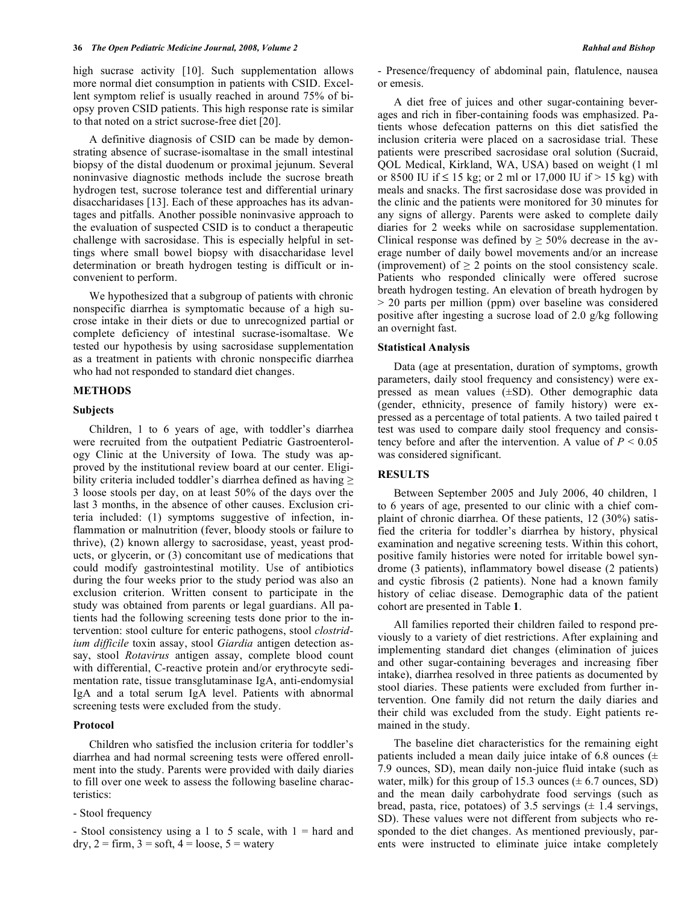high sucrase activity [10]. Such supplementation allows more normal diet consumption in patients with CSID. Excellent symptom relief is usually reached in around 75% of biopsy proven CSID patients. This high response rate is similar to that noted on a strict sucrose-free diet [20].

A definitive diagnosis of CSID can be made by demonstrating absence of sucrase-isomaltase in the small intestinal biopsy of the distal duodenum or proximal jejunum. Several noninvasive diagnostic methods include the sucrose breath hydrogen test, sucrose tolerance test and differential urinary disaccharidases [13]. Each of these approaches has its advantages and pitfalls. Another possible noninvasive approach to the evaluation of suspected CSID is to conduct a therapeutic challenge with sacrosidase. This is especially helpful in settings where small bowel biopsy with disaccharidase level determination or breath hydrogen testing is difficult or inconvenient to perform.

We hypothesized that a subgroup of patients with chronic nonspecific diarrhea is symptomatic because of a high sucrose intake in their diets or due to unrecognized partial or complete deficiency of intestinal sucrase-isomaltase. We tested our hypothesis by using sacrosidase supplementation as a treatment in patients with chronic nonspecific diarrhea who had not responded to standard diet changes.

## METHODS

### Subjects

Children, 1 to 6 years of age, with toddler's diarrhea were recruited from the outpatient Pediatric Gastroenterology Clinic at the University of Iowa. The study was approved by the institutional review board at our center. Eligibility criteria included toddler's diarrhea defined as having ≥ 3 loose stools per day, on at least 50% of the days over the last 3 months, in the absence of other causes. Exclusion criteria included: (1) symptoms suggestive of infection, inflammation or malnutrition (fever, bloody stools or failure to thrive), (2) known allergy to sacrosidase, yeast, yeast products, or glycerin, or (3) concomitant use of medications that could modify gastrointestinal motility. Use of antibiotics during the four weeks prior to the study period was also an exclusion criterion. Written consent to participate in the study was obtained from parents or legal guardians. All patients had the following screening tests done prior to the intervention: stool culture for enteric pathogens, stool *clostridium difficile* toxin assay, stool *Giardia* antigen detection assay, stool *Rotavirus* antigen assay, complete blood count with differential, C-reactive protein and/or erythrocyte sedimentation rate, tissue transglutaminase IgA, anti-endomysial IgA and a total serum IgA level. Patients with abnormal screening tests were excluded from the study.

### Protocol

Children who satisfied the inclusion criteria for toddler's diarrhea and had normal screening tests were offered enrollment into the study. Parents were provided with daily diaries to fill over one week to assess the following baseline characteristics:

- Stool frequency
- Stool consistency using a 1 to 5 scale, with 1 = hard and dry, 2 = firm, 3 = soft, 4 = loose, 5 = watery
- Presence/frequency of abdominal pain, flatulence, nausea or emesis.

A diet free of juices and other sugar-containing beverages and rich in fiber-containing foods was emphasized. Patients whose defecation patterns on this diet satisfied the inclusion criteria were placed on a sacrosidase trial. These patients were prescribed sacrosidase oral solution (Sucraid, QOL Medical, Kirkland, WA, USA) based on weight (1 ml or 8500 IU if ≤ 15 kg; or 2 ml or 17,000 IU if > 15 kg) with meals and snacks. The first sacrosidase dose was provided in the clinic and the patients were monitored for 30 minutes for any signs of allergy. Parents were asked to complete daily diaries for 2 weeks while on sacrosidase supplementation. Clinical response was defined by ≥ 50% decrease in the average number of daily bowel movements and/or an increase (improvement) of ≥ 2 points on the stool consistency scale. Patients who responded clinically were offered sucrose breath hydrogen testing. An elevation of breath hydrogen by > 20 parts per million (ppm) over baseline was considered positive after ingesting a sucrose load of 2.0 g/kg following an overnight fast.

### Statistical Analysis

Data (age at presentation, duration of symptoms, growth parameters, daily stool frequency and consistency) were expressed as mean values (±SD). Other demographic data (gender, ethnicity, presence of family history) were expressed as a percentage of total patients. A two tailed paired t test was used to compare daily stool frequency and consistency before and after the intervention. A value of $P < 0.05$ was considered significant.

## RESULTS

Between September 2005 and July 2006, 40 children, 1 to 6 years of age, presented to our clinic with a chief complaint of chronic diarrhea. Of these patients, 12 (30%) satisfied the criteria for toddler's diarrhea by history, physical examination and negative screening tests. Within this cohort, positive family histories were noted for irritable bowel syndrome (3 patients), inflammatory bowel disease (2 patients) and cystic fibrosis (2 patients). None had a known family history of celiac disease. Demographic data of the patient cohort are presented in Table **1**.

All families reported their children failed to respond previously to a variety of diet restrictions. After explaining and implementing standard diet changes (elimination of juices and other sugar-containing beverages and increasing fiber intake), diarrhea resolved in three patients as documented by stool diaries. These patients were excluded from further intervention. One family did not return the daily diaries and their child was excluded from the study. Eight patients remained in the study.

The baseline diet characteristics for the remaining eight patients included a mean daily juice intake of 6.8 ounces (± 7.9 ounces, SD), mean daily non-juice fluid intake (such as water, milk) for this group of 15.3 ounces (± 6.7 ounces, SD) and the mean daily carbohydrate food servings (such as bread, pasta, rice, potatoes) of 3.5 servings (± 1.4 servings, SD). These values were not different from subjects who responded to the diet changes. As mentioned previously, parents were instructed to eliminate juice intake completely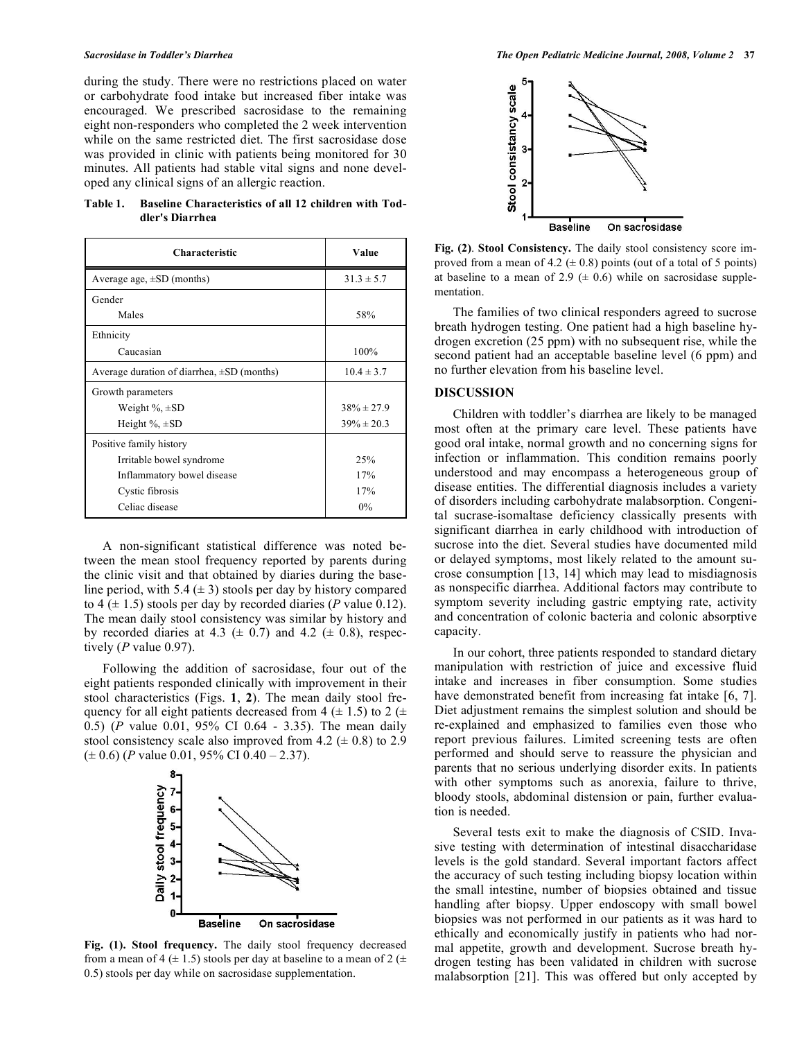during the study. There were no restrictions placed on water or carbohydrate food intake but increased fiber intake was encouraged. We prescribed sacrosidase to the remaining eight non-responders who completed the 2 week intervention while on the same restricted diet. The first sacrosidase dose was provided in clinic with patients being monitored for 30 minutes. All patients had stable vital signs and none developed any clinical signs of an allergic reaction.

**Table 1. Baseline Characteristics of all 12 children with Toddler's Diarrhea**

| Characteristic | Value |
|---|---|
| Average age, ±SD (months) | 31.3 ± 5.7 |
| Gender | |
| Males | 58% |
| Ethnicity | |
| Caucasian | 100% |
| Average duration of diarrhea, ±SD (months) | 10.4 ± 3.7 |
| Growth parameters | |
| Weight %, ±SD | 38% ± 27.9 |
| Height %, ±SD | 39% ± 20.3 |
| Positive family history | |
| Irritable bowel syndrome | 25% |
| Inflammatory bowel disease | 17% |
| Cystic fibrosis | 17% |
| Celiac disease | 0% |

A non-significant statistical difference was noted between the mean stool frequency reported by parents during the clinic visit and that obtained by diaries during the baseline period, with 5.4 (± 3) stools per day by history compared to 4 (± 1.5) stools per day by recorded diaries (*P* value 0.12). The mean daily stool consistency was similar by history and by recorded diaries at 4.3 (± 0.7) and 4.2 (± 0.8), respectively (*P* value 0.97).

Following the addition of sacrosidase, four out of the eight patients responded clinically with improvement in their stool characteristics (Figs. **1**, **2**). The mean daily stool frequency for all eight patients decreased from 4 (± 1.5) to 2 (± 0.5) (*P* value 0.01, 95% CI 0.64 - 3.35). The mean daily stool consistency scale also improved from 4.2 (± 0.8) to 2.9 (± 0.6) (*P* value 0.01, 95% CI 0.40 – 2.37).

**Fig. (1). Stool frequency.** The daily stool frequency decreased from a mean of 4 (± 1.5) stools per day at baseline to a mean of 2 (± 0.5) stools per day while on sacrosidase supplementation.

**Fig. (2)**. **Stool Consistency.** The daily stool consistency score improved from a mean of 4.2 (± 0.8) points (out of a total of 5 points) at baseline to a mean of 2.9 (± 0.6) while on sacrosidase supplementation.

The families of two clinical responders agreed to sucrose breath hydrogen testing. One patient had a high baseline hydrogen excretion (25 ppm) with no subsequent rise, while the second patient had an acceptable baseline level (6 ppm) and no further elevation from his baseline level.

## DISCUSSION

Children with toddler's diarrhea are likely to be managed most often at the primary care level. These patients have good oral intake, normal growth and no concerning signs for infection or inflammation. This condition remains poorly understood and may encompass a heterogeneous group of disease entities. The differential diagnosis includes a variety of disorders including carbohydrate malabsorption. Congenital sucrase-isomaltase deficiency classically presents with significant diarrhea in early childhood with introduction of sucrose into the diet. Several studies have documented mild or delayed symptoms, most likely related to the amount sucrose consumption [13, 14] which may lead to misdiagnosis as nonspecific diarrhea. Additional factors may contribute to symptom severity including gastric emptying rate, activity and concentration of colonic bacteria and colonic absorptive capacity.

In our cohort, three patients responded to standard dietary manipulation with restriction of juice and excessive fluid intake and increases in fiber consumption. Some studies have demonstrated benefit from increasing fat intake [6, 7]. Diet adjustment remains the simplest solution and should be re-explained and emphasized to families even those who report previous failures. Limited screening tests are often performed and should serve to reassure the physician and parents that no serious underlying disorder exits. In patients with other symptoms such as anorexia, failure to thrive, bloody stools, abdominal distension or pain, further evaluation is needed.

Several tests exit to make the diagnosis of CSID. Invasive testing with determination of intestinal disaccharidase levels is the gold standard. Several important factors affect the accuracy of such testing including biopsy location within the small intestine, number of biopsies obtained and tissue handling after biopsy. Upper endoscopy with small bowel biopsies was not performed in our patients as it was hard to ethically and economically justify in patients who had normal appetite, growth and development. Sucrose breath hydrogen testing has been validated in children with sucrose malabsorption [21]. This was offered but only accepted by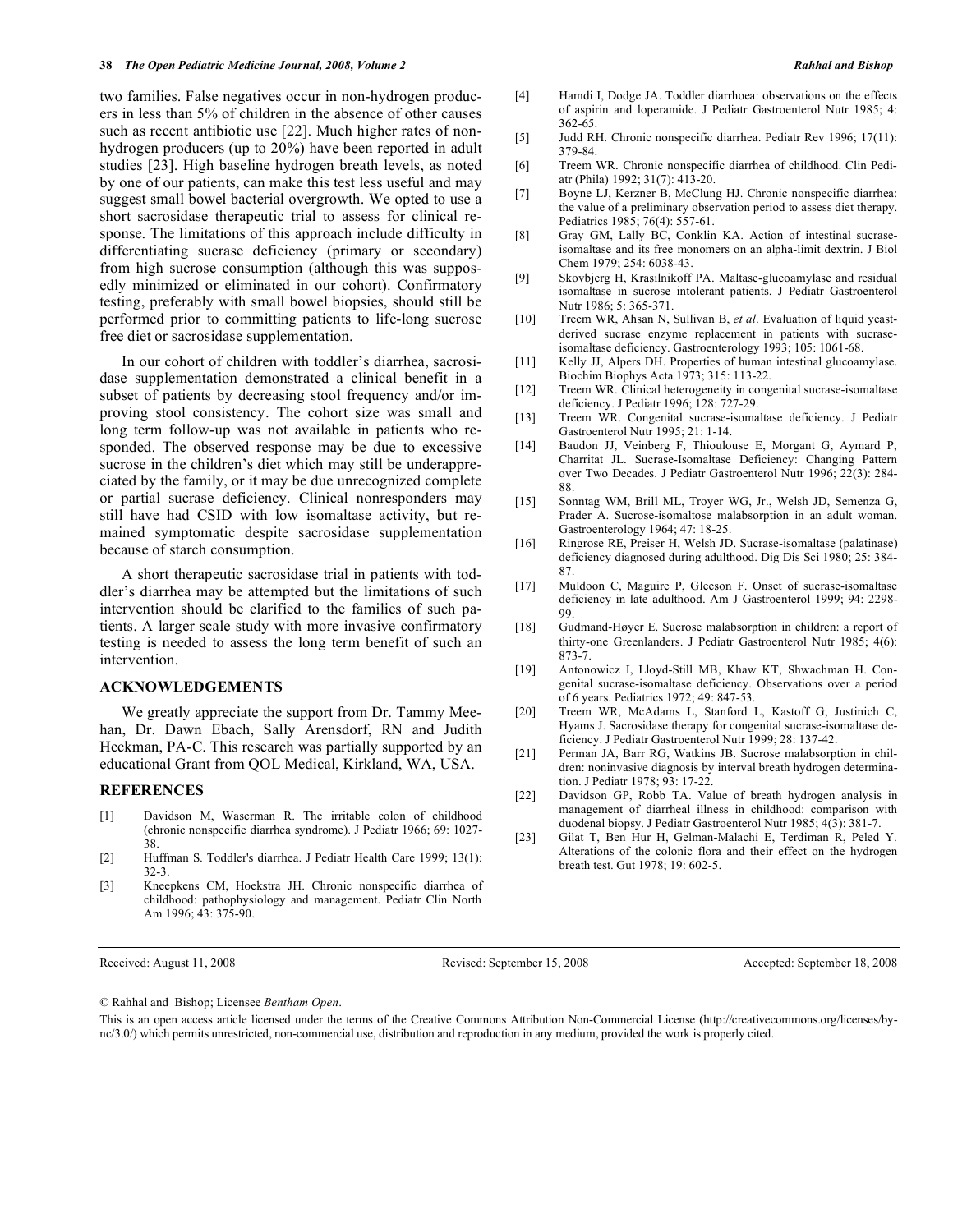two families. False negatives occur in non-hydrogen producers in less than 5% of children in the absence of other causes such as recent antibiotic use [22]. Much higher rates of non-hydrogen producers (up to 20%) have been reported in adult studies [23]. High baseline hydrogen breath levels, as noted by one of our patients, can make this test less useful and may suggest small bowel bacterial overgrowth. We opted to use a short sacrosidase therapeutic trial to assess for clinical response. The limitations of this approach include difficulty in differentiating sucrase deficiency (primary or secondary) from high sucrose consumption (although this was supposedly minimized or eliminated in our cohort). Confirmatory testing, preferably with small bowel biopsies, should still be performed prior to committing patients to life-long sucrose free diet or sacrosidase supplementation.

In our cohort of children with toddler's diarrhea, sacrosidase supplementation demonstrated a clinical benefit in a subset of patients by decreasing stool frequency and/or improving stool consistency. The cohort size was small and long term follow-up was not available in patients who responded. The observed response may be due to excessive sucrose in the children's diet which may still be underappreciated by the family, or it may be due unrecognized complete or partial sucrase deficiency. Clinical nonresponders may still have had CSID with low isomaltase activity, but remained symptomatic despite sacrosidase supplementation because of starch consumption.

A short therapeutic sacrosidase trial in patients with toddler's diarrhea may be attempted but the limitations of such intervention should be clarified to the families of such patients. A larger scale study with more invasive confirmatory testing is needed to assess the long term benefit of such an intervention.

## ACKNOWLEDGEMENTS

We greatly appreciate the support from Dr. Tammy Meehan, Dr. Dawn Ebach, Sally Arensdorf, RN and Judith Heckman, PA-C. This research was partially supported by an educational Grant from QOL Medical, Kirkland, WA, USA.

## REFERENCES

[1] Davidson M, Waserman R. The irritable colon of childhood (chronic nonspecific diarrhea syndrome). J Pediatr 1966; 69: 1027-38.

[2] Huffman S. Toddler's diarrhea. J Pediatr Health Care 1999; 13(1): 32-3.

[3] Kneepkens CM, Hoekstra JH. Chronic nonspecific diarrhea of childhood: pathophysiology and management. Pediatr Clin North Am 1996; 43: 375-90.

[4] Hamdi I, Dodge JA. Toddler diarrhoea: observations on the effects of aspirin and loperamide. J Pediatr Gastroenterol Nutr 1985; 4: 362-65.

[5] Judd RH. Chronic nonspecific diarrhea. Pediatr Rev 1996; 17(11): 379-84.

[6] Treem WR. Chronic nonspecific diarrhea of childhood. Clin Pediatr (Phila) 1992; 31(7): 413-20.

[7] Boyne LJ, Kerzner B, McClung HJ. Chronic nonspecific diarrhea: the value of a preliminary observation period to assess diet therapy. Pediatrics 1985; 76(4): 557-61.

[8] Gray GM, Lally BC, Conklin KA. Action of intestinal sucrase-isomaltase and its free monomers on an alpha-limit dextrin. J Biol Chem 1979; 254: 6038-43.

[9] Skovbjerg H, Krasilnikoff PA. Maltase-glucoamylase and residual isomaltase in sucrose intolerant patients. J Pediatr Gastroenterol Nutr 1986; 5: 365-371.

[10] Treem WR, Ahsan N, Sullivan B, *et al*. Evaluation of liquid yeast-derived sucrase enzyme replacement in patients with sucrase-isomaltase deficiency. Gastroenterology 1993; 105: 1061-68.

[11] Kelly JJ, Alpers DH. Properties of human intestinal glucoamylase. Biochim Biophys Acta 1973; 315: 113-22.

[12] Treem WR. Clinical heterogeneity in congenital sucrase-isomaltase deficiency. J Pediatr 1996; 128: 727-29.

[13] Treem WR. Congenital sucrase-isomaltase deficiency. J Pediatr Gastroenterol Nutr 1995; 21: 1-14.

[14] Baudon JJ, Veinberg F, Thioulouse E, Morgant G, Aymard P, Charritat JL. Sucrase-Isomaltase Deficiency: Changing Pattern over Two Decades. J Pediatr Gastroenterol Nutr 1996; 22(3): 284-88.

[15] Sonntag WM, Brill ML, Troyer WG, Jr., Welsh JD, Semenza G, Prader A. Sucrose-isomaltose malabsorption in an adult woman. Gastroenterology 1964; 47: 18-25.

[16] Ringrose RE, Preiser H, Welsh JD. Sucrase-isomaltase (palatinase) deficiency diagnosed during adulthood. Dig Dis Sci 1980; 25: 384-87.

[17] Muldoon C, Maguire P, Gleeson F. Onset of sucrase-isomaltase deficiency in late adulthood. Am J Gastroenterol 1999; 94: 2298-99.

[18] Gudmand-Høyer E. Sucrose malabsorption in children: a report of thirty-one Greenlanders. J Pediatr Gastroenterol Nutr 1985; 4(6): 873-7.

[19] Antonowicz I, Lloyd-Still MB, Khaw KT, Shwachman H. Congenital sucrase-isomaltase deficiency. Observations over a period of 6 years. Pediatrics 1972; 49: 847-53.

[20] Treem WR, McAdams L, Stanford L, Kastoff G, Justinich C, Hyams J. Sacrosidase therapy for congenital sucrase-isomaltase deficiency. J Pediatr Gastroenterol Nutr 1999; 28: 137-42.

[21] Perman JA, Barr RG, Watkins JB. Sucrose malabsorption in children: noninvasive diagnosis by interval breath hydrogen determination. J Pediatr 1978; 93: 17-22.

[22] Davidson GP, Robb TA. Value of breath hydrogen analysis in management of diarrheal illness in childhood: comparison with duodenal biopsy. J Pediatr Gastroenterol Nutr 1985; 4(3): 381-7.

[23] Gilat T, Ben Hur H, Gelman-Malachi E, Terdiman R, Peled Y. Alterations of the colonic flora and their effect on the hydrogen breath test. Gut 1978; 19: 602-5.

Received: August 11, 2008 Revised: September 15, 2008 Accepted: September 18, 2008

© Rahhal and Bishop; Licensee *Bentham Open*.

This is an open access article licensed under the terms of the Creative Commons Attribution Non-Commercial License (http://creativecommons.org/licenses/by-nc/3.0/) which permits unrestricted, non-commercial use, distribution and reproduction in any medium, provided the work is properly cited.